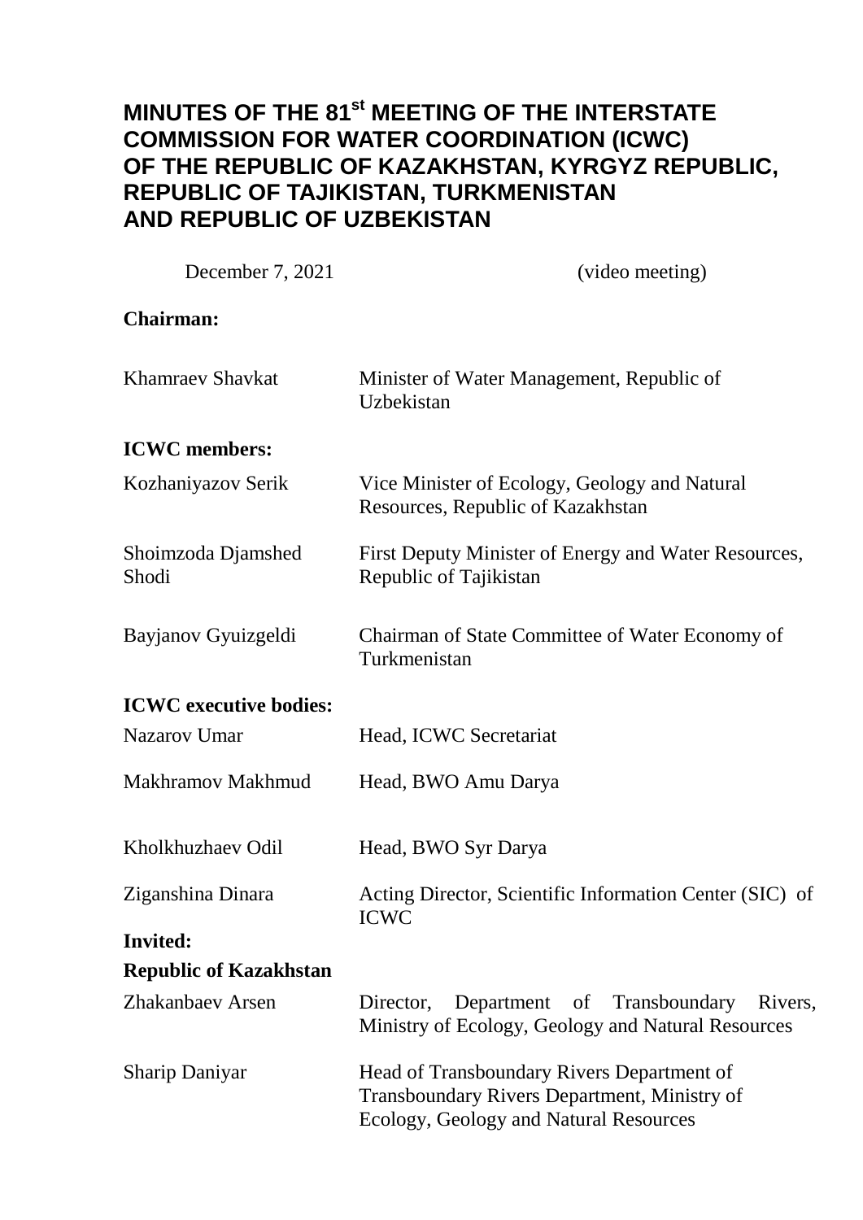# MINUTES OF THE 81st MEETING OF THE INTERSTATE COMMISSION FOR WATER COORDINATION (ICWC) OF THE REPUBLIC OF KAZAKHSTAN, KYRGYZ REPUBLIC, REPUBLIC OF TAJIKISTAN, TURKMENISTAN AND REPUBLIC OF UZBEKISTAN

December 7, 2021 (video meeting)

**Chairman:**

| | |
|---|---|
| Khamraev Shavkat | Minister of Water Management, Republic of Uzbekistan |

**ICWC members:**

| | |
|---|---|
| Kozhaniyazov Serik | Vice Minister of Ecology, Geology and Natural Resources, Republic of Kazakhstan |
| Shoimzoda Djamshed Shodi | First Deputy Minister of Energy and Water Resources, Republic of Tajikistan |
| Bayjanov Gyuizgeldi | Chairman of State Committee of Water Economy of Turkmenistan |

**ICWC executive bodies:**

| | |
|---|---|
| Nazarov Umar | Head, ICWC Secretariat |
| Makhramov Makhmud | Head, BWO Amu Darya |
| Kholkhuzhaev Odil | Head, BWO Syr Darya |
| Ziganshina Dinara | Acting Director, Scientific Information Center (SIC) of ICWC |

**Invited:**

**Republic of Kazakhstan**

| | |
|---|---|
| Zhakanbaev Arsen | Director, Department of Transboundary Rivers, Ministry of Ecology, Geology and Natural Resources |
| Sharip Daniyar | Head of Transboundary Rivers Department of Transboundary Rivers Department, Ministry of Ecology, Geology and Natural Resources |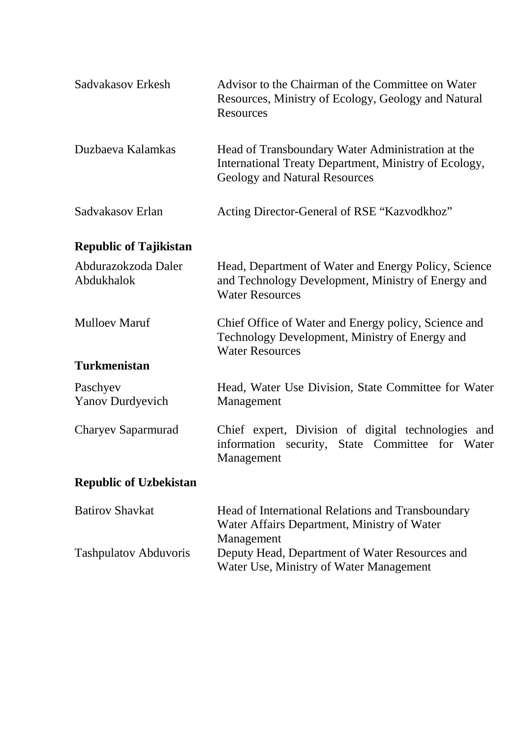| | |
|---|---|
| Sadvakasov Erkesh | Advisor to the Chairman of the Committee on Water Resources, Ministry of Ecology, Geology and Natural Resources |
| Duzbaeva Kalamkas | Head of Transboundary Water Administration at the International Treaty Department, Ministry of Ecology, Geology and Natural Resources |
| Sadvakasov Erlan | Acting Director-General of RSE “Kazvodkhoz” |

**Republic of Tajikistan**

| | |
|---|---|
| Abdurazokzoda Daler Abdukhalok | Head, Department of Water and Energy Policy, Science and Technology Development, Ministry of Energy and Water Resources |
| Mulloev Maruf | Chief Office of Water and Energy policy, Science and Technology Development, Ministry of Energy and Water Resources |

**Turkmenistan**

| | |
|---|---|
| Paschyev Yanov Durdyevich | Head, Water Use Division, State Committee for Water Management |
| Charyev Saparmurad | Chief expert, Division of digital technologies and information security, State Committee for Water Management |

**Republic of Uzbekistan**

| | |
|---|---|
| Batirov Shavkat | Head of International Relations and Transboundary Water Affairs Department, Ministry of Water Management |
| Tashpulatov Abduvoris | Deputy Head, Department of Water Resources and Water Use, Ministry of Water Management |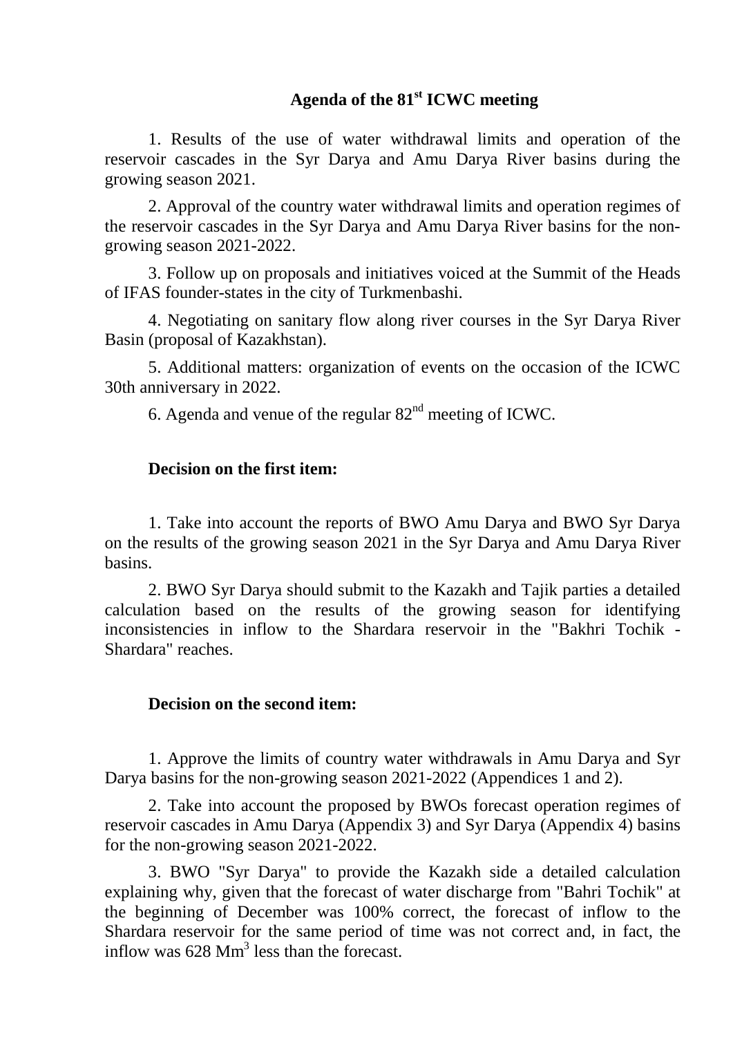## Agenda of the 81st ICWC meeting

1. Results of the use of water withdrawal limits and operation of the reservoir cascades in the Syr Darya and Amu Darya River basins during the growing season 2021.

2. Approval of the country water withdrawal limits and operation regimes of the reservoir cascades in the Syr Darya and Amu Darya River basins for the non-growing season 2021-2022.

3. Follow up on proposals and initiatives voiced at the Summit of the Heads of IFAS founder-states in the city of Turkmenbashi.

4. Negotiating on sanitary flow along river courses in the Syr Darya River Basin (proposal of Kazakhstan).

5. Additional matters: organization of events on the occasion of the ICWC 30th anniversary in 2022.

6. Agenda and venue of the regular 82nd meeting of ICWC.

### Decision on the first item:

1. Take into account the reports of BWO Amu Darya and BWO Syr Darya on the results of the growing season 2021 in the Syr Darya and Amu Darya River basins.

2. BWO Syr Darya should submit to the Kazakh and Tajik parties a detailed calculation based on the results of the growing season for identifying inconsistencies in inflow to the Shardara reservoir in the "Bakhri Tochik - Shardara" reaches.

### Decision on the second item:

1. Approve the limits of country water withdrawals in Amu Darya and Syr Darya basins for the non-growing season 2021-2022 (Appendices 1 and 2).

2. Take into account the proposed by BWOs forecast operation regimes of reservoir cascades in Amu Darya (Appendix 3) and Syr Darya (Appendix 4) basins for the non-growing season 2021-2022.

3. BWO "Syr Darya" to provide the Kazakh side a detailed calculation explaining why, given that the forecast of water discharge from "Bahri Tochik" at the beginning of December was 100% correct, the forecast of inflow to the Shardara reservoir for the same period of time was not correct and, in fact, the inflow was 628 $Mm^3$ less than the forecast.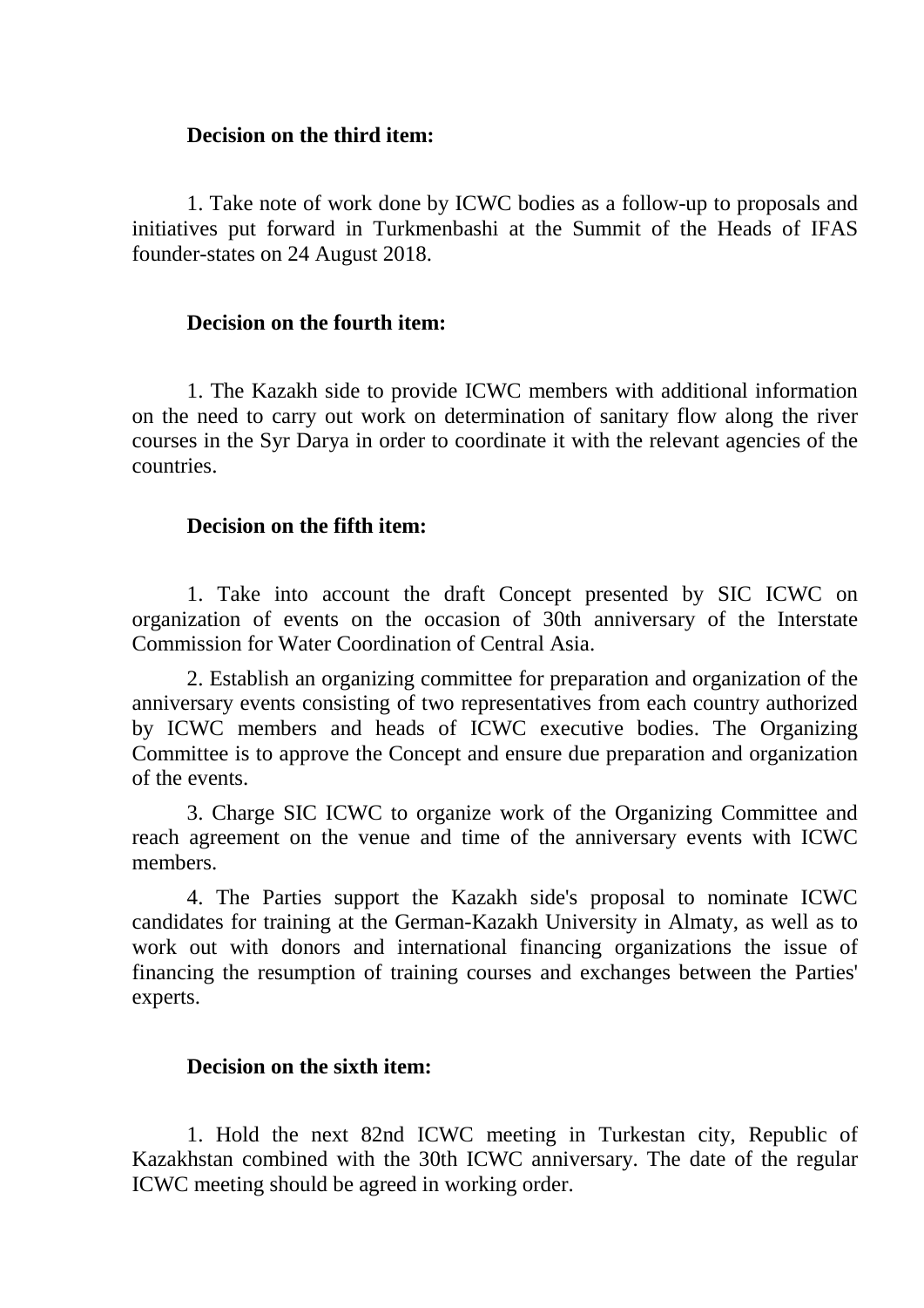**Decision on the third item:**

1. Take note of work done by ICWC bodies as a follow-up to proposals and initiatives put forward in Turkmenbashi at the Summit of the Heads of IFAS founder-states on 24 August 2018.

**Decision on the fourth item:**

1. The Kazakh side to provide ICWC members with additional information on the need to carry out work on determination of sanitary flow along the river courses in the Syr Darya in order to coordinate it with the relevant agencies of the countries.

**Decision on the fifth item:**

1. Take into account the draft Concept presented by SIC ICWC on organization of events on the occasion of 30th anniversary of the Interstate Commission for Water Coordination of Central Asia.

2. Establish an organizing committee for preparation and organization of the anniversary events consisting of two representatives from each country authorized by ICWC members and heads of ICWC executive bodies. The Organizing Committee is to approve the Concept and ensure due preparation and organization of the events.

3. Charge SIC ICWC to organize work of the Organizing Committee and reach agreement on the venue and time of the anniversary events with ICWC members.

4. The Parties support the Kazakh side's proposal to nominate ICWC candidates for training at the German-Kazakh University in Almaty, as well as to work out with donors and international financing organizations the issue of financing the resumption of training courses and exchanges between the Parties' experts.

**Decision on the sixth item:**

1. Hold the next 82nd ICWC meeting in Turkestan city, Republic of Kazakhstan combined with the 30th ICWC anniversary. The date of the regular ICWC meeting should be agreed in working order.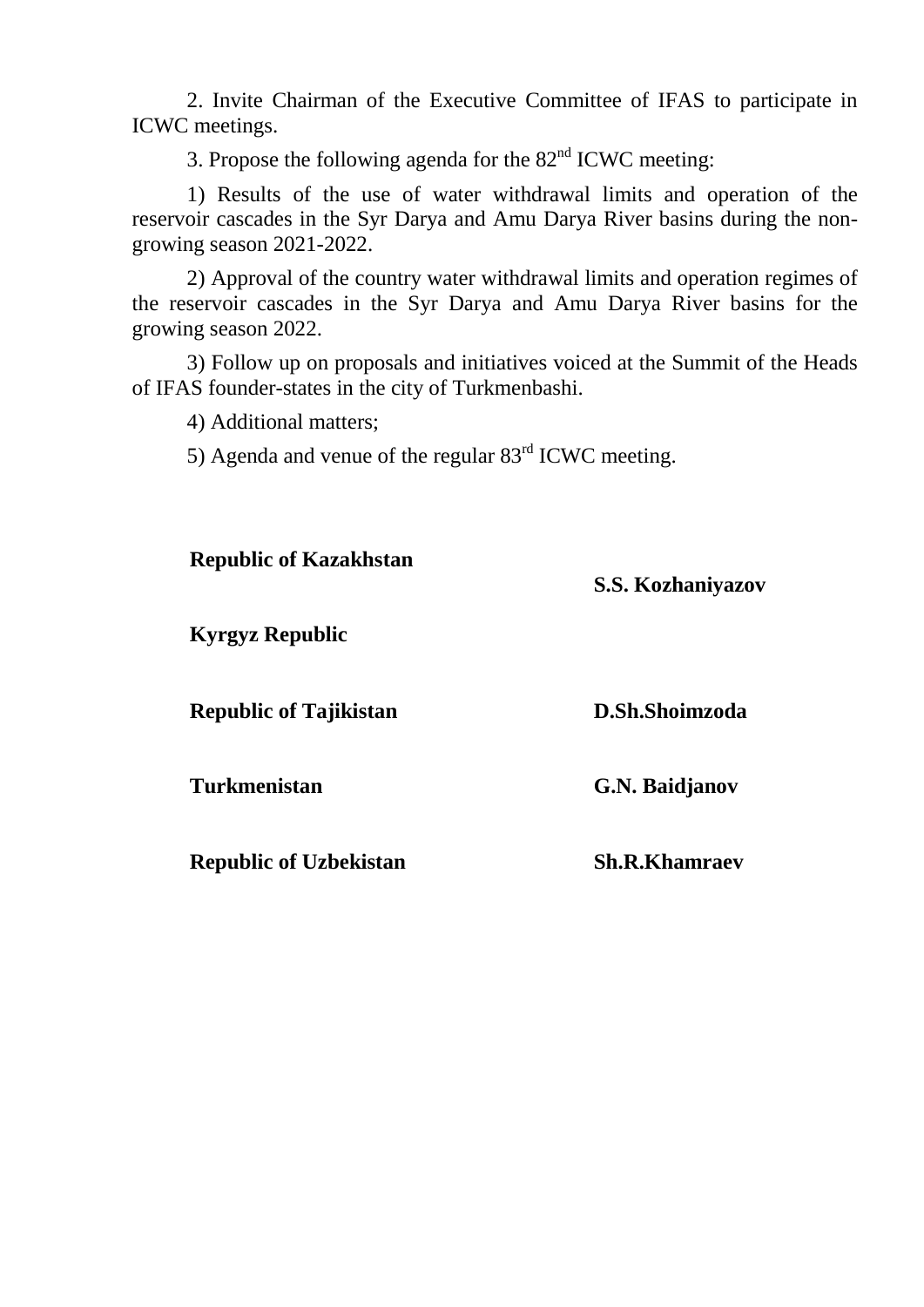2. Invite Chairman of the Executive Committee of IFAS to participate in ICWC meetings.

3. Propose the following agenda for the 82nd ICWC meeting:

1) Results of the use of water withdrawal limits and operation of the reservoir cascades in the Syr Darya and Amu Darya River basins during the non-growing season 2021-2022.

2) Approval of the country water withdrawal limits and operation regimes of the reservoir cascades in the Syr Darya and Amu Darya River basins for the growing season 2022.

3) Follow up on proposals and initiatives voiced at the Summit of the Heads of IFAS founder-states in the city of Turkmenbashi.

4) Additional matters;

5) Agenda and venue of the regular 83rd ICWC meeting.

| | |
|---|---|
| **Republic of Kazakhstan** | **S.S. Kozhaniyazov** |
| **Kyrgyz Republic** | |
| **Republic of Tajikistan** | **D.Sh.Shoimzoda** |
| **Turkmenistan** | **G.N. Baidjanov** |
| **Republic of Uzbekistan** | **Sh.R.Khamraev** |